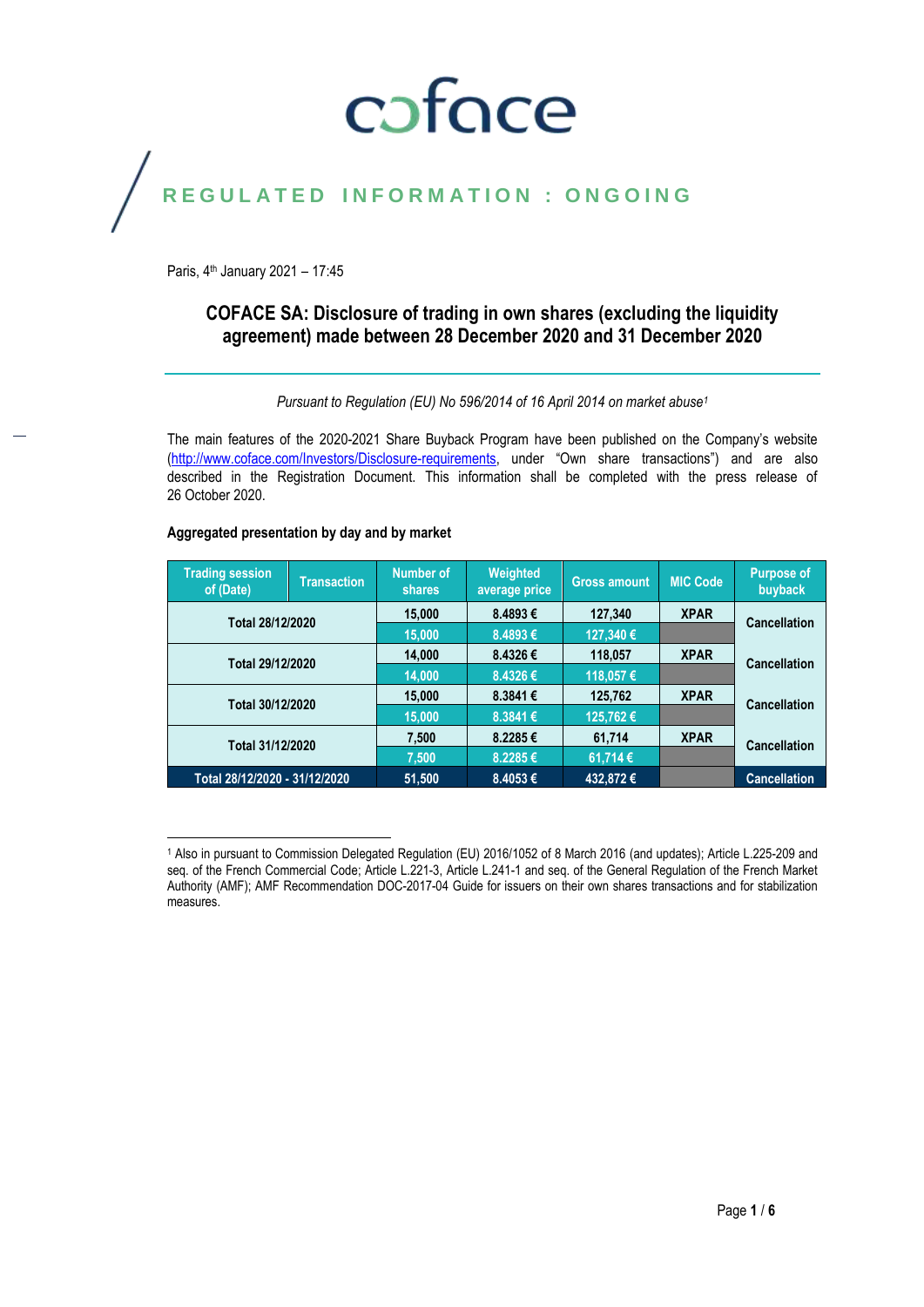coface

REGULATED INFORMATION : ONGOING

Paris, 4th January 2021 – 17:45

## COFACE SA: Disclosure of trading in own shares (excluding the liquidity agreement) made between 28 December 2020 and 31 December 2020

*Pursuant to Regulation (EU) No 596/2014 of 16 April 2014 on market abuse[1]*

The main features of the 2020-2021 Share Buyback Program have been published on the Company's website (http://www.coface.com/Investors/Disclosure-requirements, under "Own share transactions") and are also described in the Registration Document. This information shall be completed with the press release of 26 October 2020.

**Aggregated presentation by day and by market**

| Trading session of (Date) | Transaction | Number of shares | Weighted average price | Gross amount | MIC Code | Purpose of buyback |
|---|---|---|---|---|---|---|
| Total 28/12/2020 | | 15,000 | 8.4893 € | 127,340 | XPAR | Cancellation |
| | | 15,000 | 8.4893 € | 127,340 € | | |
| Total 29/12/2020 | | 14,000 | 8.4326 € | 118,057 | XPAR | Cancellation |
| | | 14,000 | 8.4326 € | 118,057 € | | |
| Total 30/12/2020 | | 15,000 | 8.3841 € | 125,762 | XPAR | Cancellation |
| | | 15,000 | 8.3841 € | 125,762 € | | |
| Total 31/12/2020 | | 7,500 | 8.2285 € | 61,714 | XPAR | Cancellation |
| | | 7,500 | 8.2285 € | 61,714 € | | |
| Total 28/12/2020 - 31/12/2020 | | 51,500 | 8.4053 € | 432,872 € | | Cancellation |

[1] Also in pursuant to Commission Delegated Regulation (EU) 2016/1052 of 8 March 2016 (and updates); Article L.225-209 and seq. of the French Commercial Code; Article L.221-3, Article L.241-1 and seq. of the General Regulation of the French Market Authority (AMF); AMF Recommendation DOC-2017-04 Guide for issuers on their own shares transactions and for stabilization measures.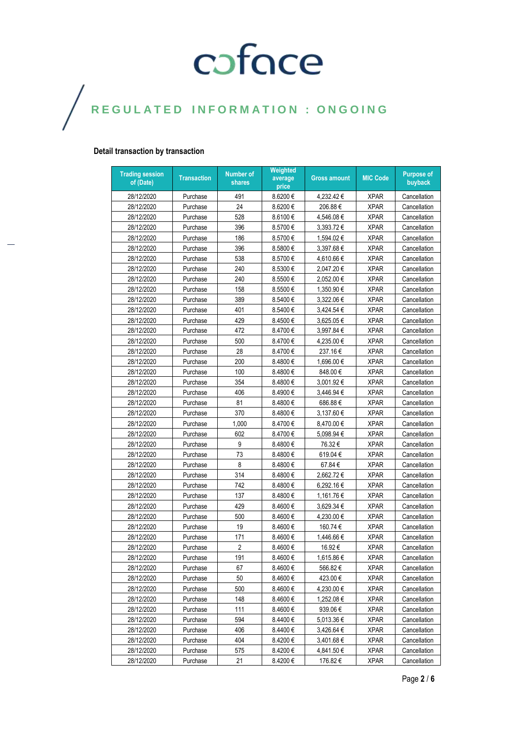# REGULATED INFORMATION : ONGOING

**Detail transaction by transaction**

| Trading session of (Date) | Transaction | Number of shares | Weighted average price | Gross amount | MIC Code | Purpose of buyback |
|---|---|---|---|---|---|---|
| 28/12/2020 | Purchase | 491 | 8.6200 € | 4,232.42 € | XPAR | Cancellation |
| 28/12/2020 | Purchase | 24 | 8.6200 € | 206.88 € | XPAR | Cancellation |
| 28/12/2020 | Purchase | 528 | 8.6100 € | 4,546.08 € | XPAR | Cancellation |
| 28/12/2020 | Purchase | 396 | 8.5700 € | 3,393.72 € | XPAR | Cancellation |
| 28/12/2020 | Purchase | 186 | 8.5700 € | 1,594.02 € | XPAR | Cancellation |
| 28/12/2020 | Purchase | 396 | 8.5800 € | 3,397.68 € | XPAR | Cancellation |
| 28/12/2020 | Purchase | 538 | 8.5700 € | 4,610.66 € | XPAR | Cancellation |
| 28/12/2020 | Purchase | 240 | 8.5300 € | 2,047.20 € | XPAR | Cancellation |
| 28/12/2020 | Purchase | 240 | 8.5500 € | 2,052.00 € | XPAR | Cancellation |
| 28/12/2020 | Purchase | 158 | 8.5500 € | 1,350.90 € | XPAR | Cancellation |
| 28/12/2020 | Purchase | 389 | 8.5400 € | 3,322.06 € | XPAR | Cancellation |
| 28/12/2020 | Purchase | 401 | 8.5400 € | 3,424.54 € | XPAR | Cancellation |
| 28/12/2020 | Purchase | 429 | 8.4500 € | 3,625.05 € | XPAR | Cancellation |
| 28/12/2020 | Purchase | 472 | 8.4700 € | 3,997.84 € | XPAR | Cancellation |
| 28/12/2020 | Purchase | 500 | 8.4700 € | 4,235.00 € | XPAR | Cancellation |
| 28/12/2020 | Purchase | 28 | 8.4700 € | 237.16 € | XPAR | Cancellation |
| 28/12/2020 | Purchase | 200 | 8.4800 € | 1,696.00 € | XPAR | Cancellation |
| 28/12/2020 | Purchase | 100 | 8.4800 € | 848.00 € | XPAR | Cancellation |
| 28/12/2020 | Purchase | 354 | 8.4800 € | 3,001.92 € | XPAR | Cancellation |
| 28/12/2020 | Purchase | 406 | 8.4900 € | 3,446.94 € | XPAR | Cancellation |
| 28/12/2020 | Purchase | 81 | 8.4800 € | 686.88 € | XPAR | Cancellation |
| 28/12/2020 | Purchase | 370 | 8.4800 € | 3,137.60 € | XPAR | Cancellation |
| 28/12/2020 | Purchase | 1,000 | 8.4700 € | 8,470.00 € | XPAR | Cancellation |
| 28/12/2020 | Purchase | 602 | 8.4700 € | 5,098.94 € | XPAR | Cancellation |
| 28/12/2020 | Purchase | 9 | 8.4800 € | 76.32 € | XPAR | Cancellation |
| 28/12/2020 | Purchase | 73 | 8.4800 € | 619.04 € | XPAR | Cancellation |
| 28/12/2020 | Purchase | 8 | 8.4800 € | 67.84 € | XPAR | Cancellation |
| 28/12/2020 | Purchase | 314 | 8.4800 € | 2,662.72 € | XPAR | Cancellation |
| 28/12/2020 | Purchase | 742 | 8.4800 € | 6,292.16 € | XPAR | Cancellation |
| 28/12/2020 | Purchase | 137 | 8.4800 € | 1,161.76 € | XPAR | Cancellation |
| 28/12/2020 | Purchase | 429 | 8.4600 € | 3,629.34 € | XPAR | Cancellation |
| 28/12/2020 | Purchase | 500 | 8.4600 € | 4,230.00 € | XPAR | Cancellation |
| 28/12/2020 | Purchase | 19 | 8.4600 € | 160.74 € | XPAR | Cancellation |
| 28/12/2020 | Purchase | 171 | 8.4600 € | 1,446.66 € | XPAR | Cancellation |
| 28/12/2020 | Purchase | 2 | 8.4600 € | 16.92 € | XPAR | Cancellation |
| 28/12/2020 | Purchase | 191 | 8.4600 € | 1,615.86 € | XPAR | Cancellation |
| 28/12/2020 | Purchase | 67 | 8.4600 € | 566.82 € | XPAR | Cancellation |
| 28/12/2020 | Purchase | 50 | 8.4600 € | 423.00 € | XPAR | Cancellation |
| 28/12/2020 | Purchase | 500 | 8.4600 € | 4,230.00 € | XPAR | Cancellation |
| 28/12/2020 | Purchase | 148 | 8.4600 € | 1,252.08 € | XPAR | Cancellation |
| 28/12/2020 | Purchase | 111 | 8.4600 € | 939.06 € | XPAR | Cancellation |
| 28/12/2020 | Purchase | 594 | 8.4400 € | 5,013.36 € | XPAR | Cancellation |
| 28/12/2020 | Purchase | 406 | 8.4400 € | 3,426.64 € | XPAR | Cancellation |
| 28/12/2020 | Purchase | 404 | 8.4200 € | 3,401.68 € | XPAR | Cancellation |
| 28/12/2020 | Purchase | 575 | 8.4200 € | 4,841.50 € | XPAR | Cancellation |
| 28/12/2020 | Purchase | 21 | 8.4200 € | 176.82 € | XPAR | Cancellation |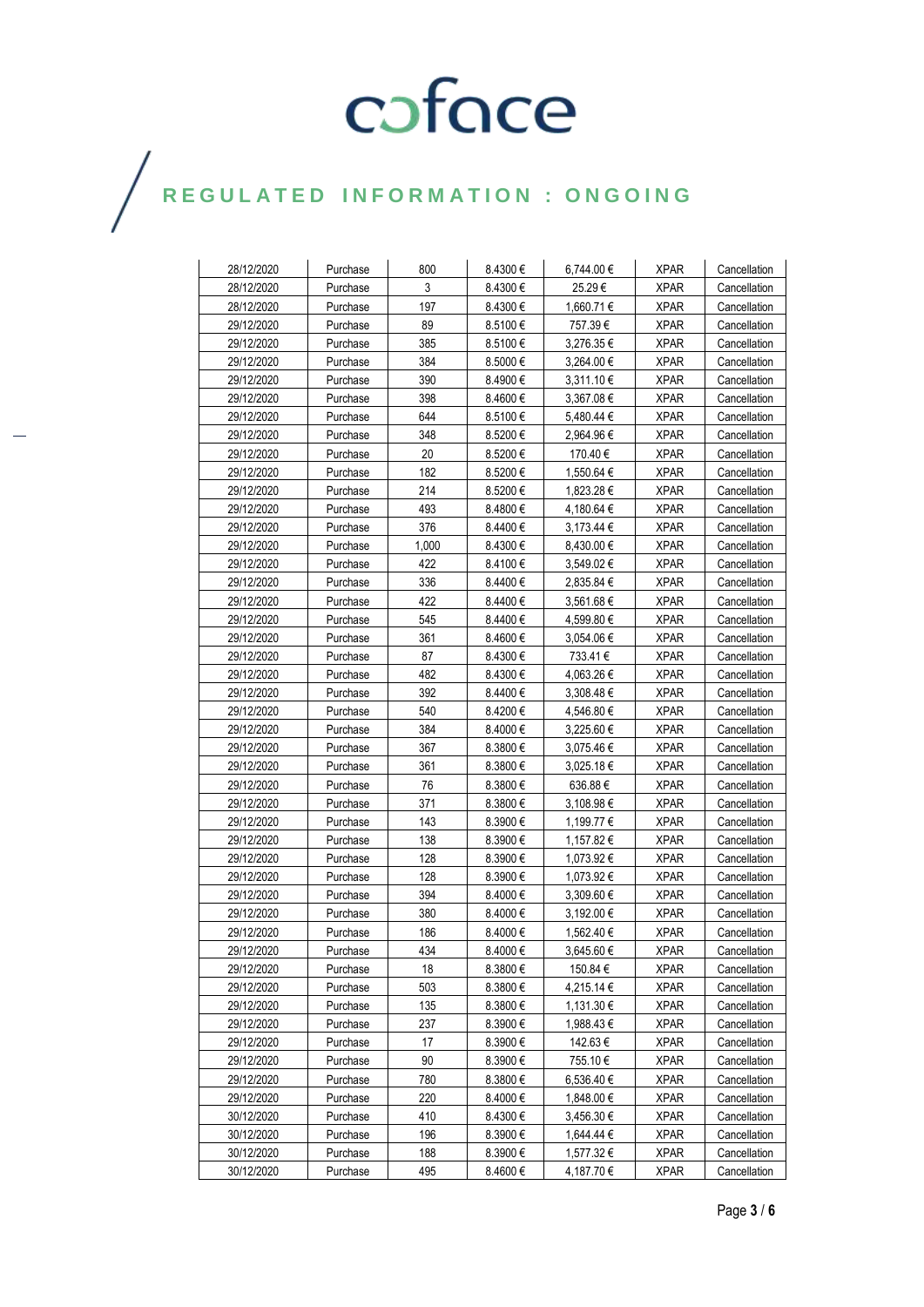coface

# REGULATED INFORMATION : ONGOING

| 28/12/2020 | Purchase | 800 | 8.4300 € | 6,744.00 € | XPAR | Cancellation |
|---|---|---|---|---|---|---|
| 28/12/2020 | Purchase | 3 | 8.4300 € | 25.29 € | XPAR | Cancellation |
| 28/12/2020 | Purchase | 197 | 8.4300 € | 1,660.71 € | XPAR | Cancellation |
| 29/12/2020 | Purchase | 89 | 8.5100 € | 757.39 € | XPAR | Cancellation |
| 29/12/2020 | Purchase | 385 | 8.5100 € | 3,276.35 € | XPAR | Cancellation |
| 29/12/2020 | Purchase | 384 | 8.5000 € | 3,264.00 € | XPAR | Cancellation |
| 29/12/2020 | Purchase | 390 | 8.4900 € | 3,311.10 € | XPAR | Cancellation |
| 29/12/2020 | Purchase | 398 | 8.4600 € | 3,367.08 € | XPAR | Cancellation |
| 29/12/2020 | Purchase | 644 | 8.5100 € | 5,480.44 € | XPAR | Cancellation |
| 29/12/2020 | Purchase | 348 | 8.5200 € | 2,964.96 € | XPAR | Cancellation |
| 29/12/2020 | Purchase | 20 | 8.5200 € | 170.40 € | XPAR | Cancellation |
| 29/12/2020 | Purchase | 182 | 8.5200 € | 1,550.64 € | XPAR | Cancellation |
| 29/12/2020 | Purchase | 214 | 8.5200 € | 1,823.28 € | XPAR | Cancellation |
| 29/12/2020 | Purchase | 493 | 8.4800 € | 4,180.64 € | XPAR | Cancellation |
| 29/12/2020 | Purchase | 376 | 8.4400 € | 3,173.44 € | XPAR | Cancellation |
| 29/12/2020 | Purchase | 1,000 | 8.4300 € | 8,430.00 € | XPAR | Cancellation |
| 29/12/2020 | Purchase | 422 | 8.4100 € | 3,549.02 € | XPAR | Cancellation |
| 29/12/2020 | Purchase | 336 | 8.4400 € | 2,835.84 € | XPAR | Cancellation |
| 29/12/2020 | Purchase | 422 | 8.4400 € | 3,561.68 € | XPAR | Cancellation |
| 29/12/2020 | Purchase | 545 | 8.4400 € | 4,599.80 € | XPAR | Cancellation |
| 29/12/2020 | Purchase | 361 | 8.4600 € | 3,054.06 € | XPAR | Cancellation |
| 29/12/2020 | Purchase | 87 | 8.4300 € | 733.41 € | XPAR | Cancellation |
| 29/12/2020 | Purchase | 482 | 8.4300 € | 4,063.26 € | XPAR | Cancellation |
| 29/12/2020 | Purchase | 392 | 8.4400 € | 3,308.48 € | XPAR | Cancellation |
| 29/12/2020 | Purchase | 540 | 8.4200 € | 4,546.80 € | XPAR | Cancellation |
| 29/12/2020 | Purchase | 384 | 8.4000 € | 3,225.60 € | XPAR | Cancellation |
| 29/12/2020 | Purchase | 367 | 8.3800 € | 3,075.46 € | XPAR | Cancellation |
| 29/12/2020 | Purchase | 361 | 8.3800 € | 3,025.18 € | XPAR | Cancellation |
| 29/12/2020 | Purchase | 76 | 8.3800 € | 636.88 € | XPAR | Cancellation |
| 29/12/2020 | Purchase | 371 | 8.3800 € | 3,108.98 € | XPAR | Cancellation |
| 29/12/2020 | Purchase | 143 | 8.3900 € | 1,199.77 € | XPAR | Cancellation |
| 29/12/2020 | Purchase | 138 | 8.3900 € | 1,157.82 € | XPAR | Cancellation |
| 29/12/2020 | Purchase | 128 | 8.3900 € | 1,073.92 € | XPAR | Cancellation |
| 29/12/2020 | Purchase | 128 | 8.3900 € | 1,073.92 € | XPAR | Cancellation |
| 29/12/2020 | Purchase | 394 | 8.4000 € | 3,309.60 € | XPAR | Cancellation |
| 29/12/2020 | Purchase | 380 | 8.4000 € | 3,192.00 € | XPAR | Cancellation |
| 29/12/2020 | Purchase | 186 | 8.4000 € | 1,562.40 € | XPAR | Cancellation |
| 29/12/2020 | Purchase | 434 | 8.4000 € | 3,645.60 € | XPAR | Cancellation |
| 29/12/2020 | Purchase | 18 | 8.3800 € | 150.84 € | XPAR | Cancellation |
| 29/12/2020 | Purchase | 503 | 8.3800 € | 4,215.14 € | XPAR | Cancellation |
| 29/12/2020 | Purchase | 135 | 8.3800 € | 1,131.30 € | XPAR | Cancellation |
| 29/12/2020 | Purchase | 237 | 8.3900 € | 1,988.43 € | XPAR | Cancellation |
| 29/12/2020 | Purchase | 17 | 8.3900 € | 142.63 € | XPAR | Cancellation |
| 29/12/2020 | Purchase | 90 | 8.3900 € | 755.10 € | XPAR | Cancellation |
| 29/12/2020 | Purchase | 780 | 8.3800 € | 6,536.40 € | XPAR | Cancellation |
| 29/12/2020 | Purchase | 220 | 8.4000 € | 1,848.00 € | XPAR | Cancellation |
| 30/12/2020 | Purchase | 410 | 8.4300 € | 3,456.30 € | XPAR | Cancellation |
| 30/12/2020 | Purchase | 196 | 8.3900 € | 1,644.44 € | XPAR | Cancellation |
| 30/12/2020 | Purchase | 188 | 8.3900 € | 1,577.32 € | XPAR | Cancellation |
| 30/12/2020 | Purchase | 495 | 8.4600 € | 4,187.70 € | XPAR | Cancellation |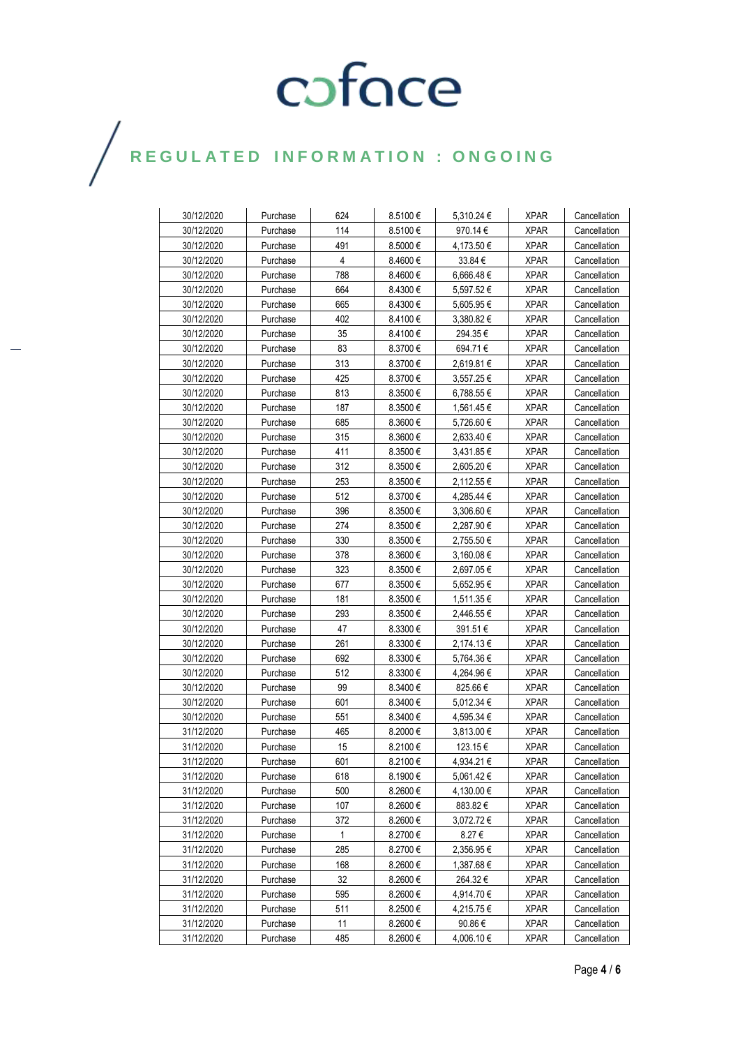REGULATED INFORMATION : ONGOING

| | | | | | | |
|---|---|---|---|---|---|---|
| 30/12/2020 | Purchase | 624 | 8.5100 € | 5,310.24 € | XPAR | Cancellation |
| 30/12/2020 | Purchase | 114 | 8.5100 € | 970.14 € | XPAR | Cancellation |
| 30/12/2020 | Purchase | 491 | 8.5000 € | 4,173.50 € | XPAR | Cancellation |
| 30/12/2020 | Purchase | 4 | 8.4600 € | 33.84 € | XPAR | Cancellation |
| 30/12/2020 | Purchase | 788 | 8.4600 € | 6,666.48 € | XPAR | Cancellation |
| 30/12/2020 | Purchase | 664 | 8.4300 € | 5,597.52 € | XPAR | Cancellation |
| 30/12/2020 | Purchase | 665 | 8.4300 € | 5,605.95 € | XPAR | Cancellation |
| 30/12/2020 | Purchase | 402 | 8.4100 € | 3,380.82 € | XPAR | Cancellation |
| 30/12/2020 | Purchase | 35 | 8.4100 € | 294.35 € | XPAR | Cancellation |
| 30/12/2020 | Purchase | 83 | 8.3700 € | 694.71 € | XPAR | Cancellation |
| 30/12/2020 | Purchase | 313 | 8.3700 € | 2,619.81 € | XPAR | Cancellation |
| 30/12/2020 | Purchase | 425 | 8.3700 € | 3,557.25 € | XPAR | Cancellation |
| 30/12/2020 | Purchase | 813 | 8.3500 € | 6,788.55 € | XPAR | Cancellation |
| 30/12/2020 | Purchase | 187 | 8.3500 € | 1,561.45 € | XPAR | Cancellation |
| 30/12/2020 | Purchase | 685 | 8.3600 € | 5,726.60 € | XPAR | Cancellation |
| 30/12/2020 | Purchase | 315 | 8.3600 € | 2,633.40 € | XPAR | Cancellation |
| 30/12/2020 | Purchase | 411 | 8.3500 € | 3,431.85 € | XPAR | Cancellation |
| 30/12/2020 | Purchase | 312 | 8.3500 € | 2,605.20 € | XPAR | Cancellation |
| 30/12/2020 | Purchase | 253 | 8.3500 € | 2,112.55 € | XPAR | Cancellation |
| 30/12/2020 | Purchase | 512 | 8.3700 € | 4,285.44 € | XPAR | Cancellation |
| 30/12/2020 | Purchase | 396 | 8.3500 € | 3,306.60 € | XPAR | Cancellation |
| 30/12/2020 | Purchase | 274 | 8.3500 € | 2,287.90 € | XPAR | Cancellation |
| 30/12/2020 | Purchase | 330 | 8.3500 € | 2,755.50 € | XPAR | Cancellation |
| 30/12/2020 | Purchase | 378 | 8.3600 € | 3,160.08 € | XPAR | Cancellation |
| 30/12/2020 | Purchase | 323 | 8.3500 € | 2,697.05 € | XPAR | Cancellation |
| 30/12/2020 | Purchase | 677 | 8.3500 € | 5,652.95 € | XPAR | Cancellation |
| 30/12/2020 | Purchase | 181 | 8.3500 € | 1,511.35 € | XPAR | Cancellation |
| 30/12/2020 | Purchase | 293 | 8.3500 € | 2,446.55 € | XPAR | Cancellation |
| 30/12/2020 | Purchase | 47 | 8.3300 € | 391.51 € | XPAR | Cancellation |
| 30/12/2020 | Purchase | 261 | 8.3300 € | 2,174.13 € | XPAR | Cancellation |
| 30/12/2020 | Purchase | 692 | 8.3300 € | 5,764.36 € | XPAR | Cancellation |
| 30/12/2020 | Purchase | 512 | 8.3300 € | 4,264.96 € | XPAR | Cancellation |
| 30/12/2020 | Purchase | 99 | 8.3400 € | 825.66 € | XPAR | Cancellation |
| 30/12/2020 | Purchase | 601 | 8.3400 € | 5,012.34 € | XPAR | Cancellation |
| 30/12/2020 | Purchase | 551 | 8.3400 € | 4,595.34 € | XPAR | Cancellation |
| 31/12/2020 | Purchase | 465 | 8.2000 € | 3,813.00 € | XPAR | Cancellation |
| 31/12/2020 | Purchase | 15 | 8.2100 € | 123.15 € | XPAR | Cancellation |
| 31/12/2020 | Purchase | 601 | 8.2100 € | 4,934.21 € | XPAR | Cancellation |
| 31/12/2020 | Purchase | 618 | 8.1900 € | 5,061.42 € | XPAR | Cancellation |
| 31/12/2020 | Purchase | 500 | 8.2600 € | 4,130.00 € | XPAR | Cancellation |
| 31/12/2020 | Purchase | 107 | 8.2600 € | 883.82 € | XPAR | Cancellation |
| 31/12/2020 | Purchase | 372 | 8.2600 € | 3,072.72 € | XPAR | Cancellation |
| 31/12/2020 | Purchase | 1 | 8.2700 € | 8.27 € | XPAR | Cancellation |
| 31/12/2020 | Purchase | 285 | 8.2700 € | 2,356.95 € | XPAR | Cancellation |
| 31/12/2020 | Purchase | 168 | 8.2600 € | 1,387.68 € | XPAR | Cancellation |
| 31/12/2020 | Purchase | 32 | 8.2600 € | 264.32 € | XPAR | Cancellation |
| 31/12/2020 | Purchase | 595 | 8.2600 € | 4,914.70 € | XPAR | Cancellation |
| 31/12/2020 | Purchase | 511 | 8.2500 € | 4,215.75 € | XPAR | Cancellation |
| 31/12/2020 | Purchase | 11 | 8.2600 € | 90.86 € | XPAR | Cancellation |
| 31/12/2020 | Purchase | 485 | 8.2600 € | 4,006.10 € | XPAR | Cancellation |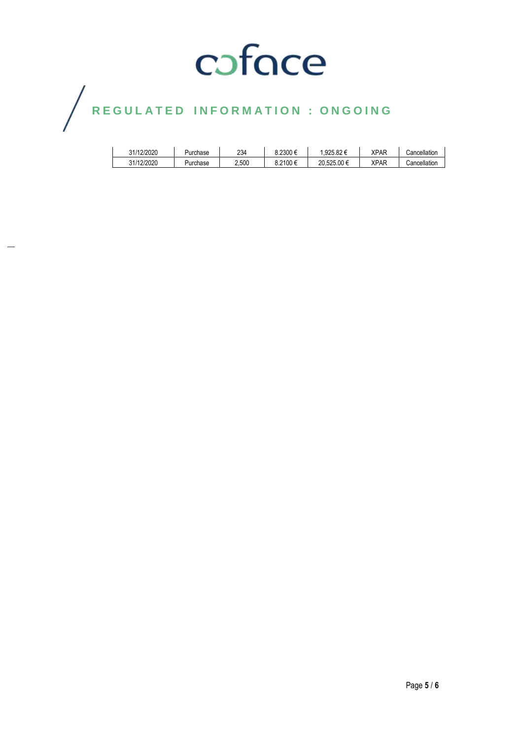| 31/12/2020 | Purchase | 234 | 8.2300 € | 1,925.82 € | XPAR | Cancellation |
|---|---|---|---|---|---|---|
| 31/12/2020 | Purchase | 2,500 | 8.2100 € | 20,525.00 € | XPAR | Cancellation |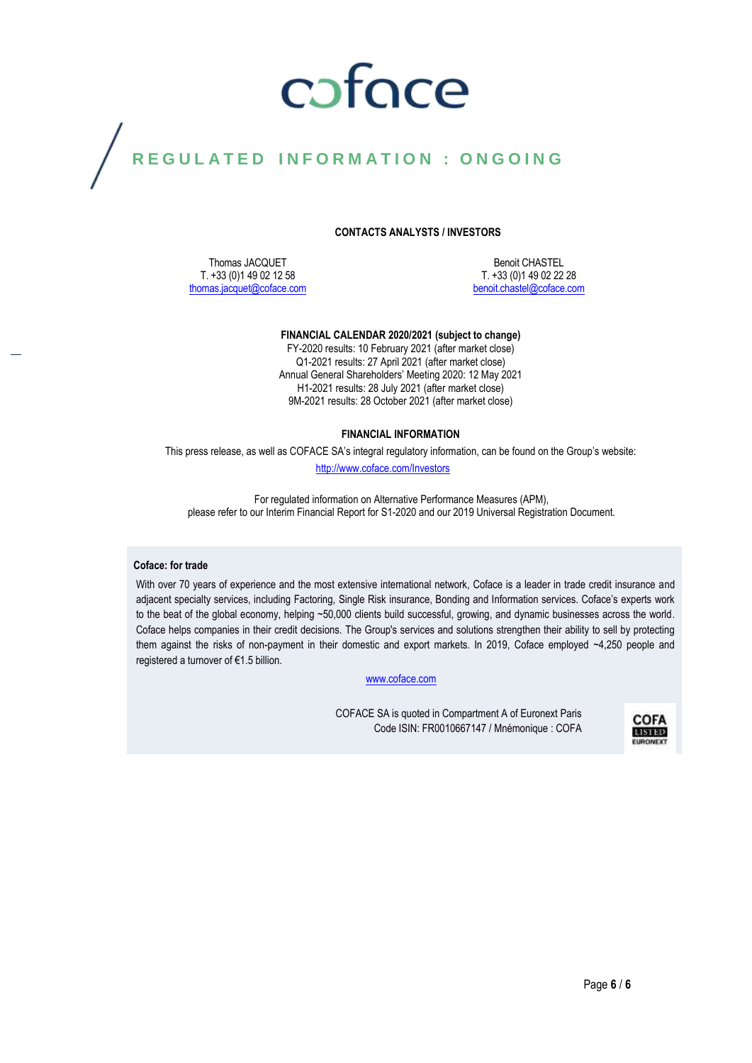# REGULATED INFORMATION : ONGOING

**CONTACTS ANALYSTS / INVESTORS**

Thomas JACQUET
T. +33 (0)1 49 02 12 58
thomas.jacquet@coface.com

Benoit CHASTEL
T. +33 (0)1 49 02 22 28
benoit.chastel@coface.com

**FINANCIAL CALENDAR 2020/2021 (subject to change)**
FY-2020 results: 10 February 2021 (after market close)
Q1-2021 results: 27 April 2021 (after market close)
Annual General Shareholders' Meeting 2020: 12 May 2021
H1-2021 results: 28 July 2021 (after market close)
9M-2021 results: 28 October 2021 (after market close)

**FINANCIAL INFORMATION**

This press release, as well as COFACE SA's integral regulatory information, can be found on the Group's website:
http://www.coface.com/Investors

For regulated information on Alternative Performance Measures (APM),
please refer to our Interim Financial Report for S1-2020 and our 2019 Universal Registration Document.

**Coface: for trade**

With over 70 years of experience and the most extensive international network, Coface is a leader in trade credit insurance and adjacent specialty services, including Factoring, Single Risk insurance, Bonding and Information services. Coface's experts work to the beat of the global economy, helping ~50,000 clients build successful, growing, and dynamic businesses across the world. Coface helps companies in their credit decisions. The Group's services and solutions strengthen their ability to sell by protecting them against the risks of non-payment in their domestic and export markets. In 2019, Coface employed ~4,250 people and registered a turnover of €1.5 billion.

www.coface.com

COFACE SA is quoted in Compartment A of Euronext Paris
Code ISIN: FR0010667147 / Mnémonique : COFA